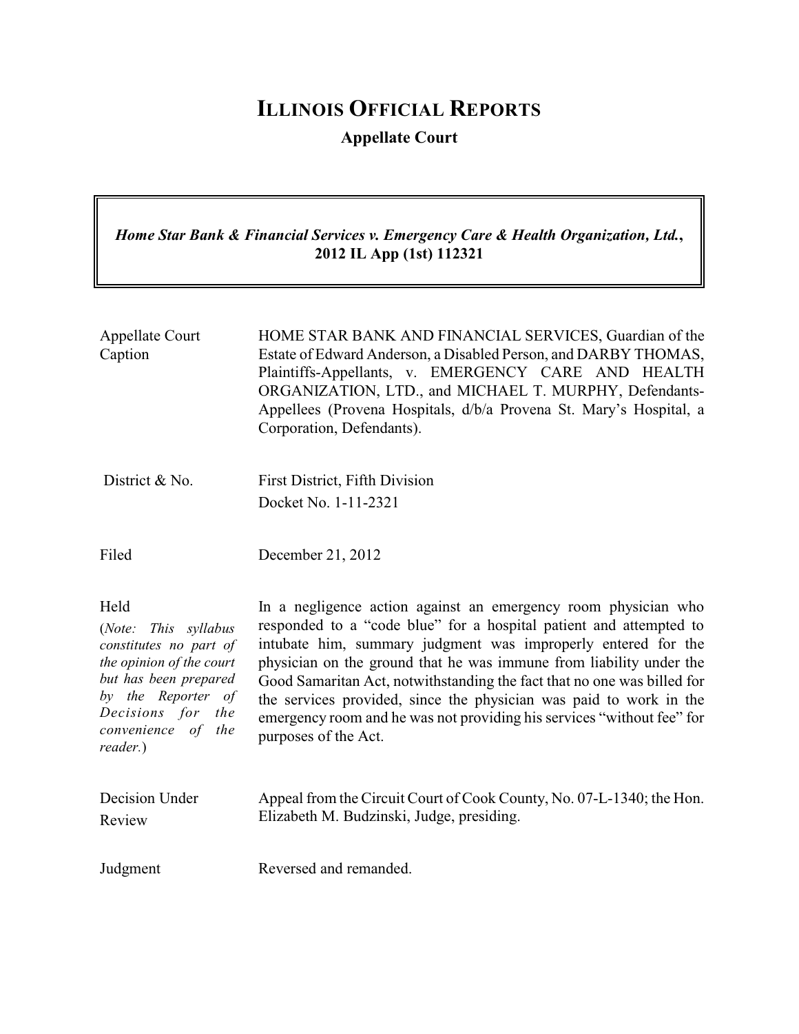# ILLINOIS OFFICIAL REPORTS

**Appellate Court**

***Home Star Bank & Financial Services v. Emergency Care & Health Organization, Ltd.*, 2012 IL App (1st) 112321**

| | |
|---|---|
| Appellate Court Caption | HOME STAR BANK AND FINANCIAL SERVICES, Guardian of the Estate of Edward Anderson, a Disabled Person, and DARBY THOMAS, Plaintiffs-Appellants, v. EMERGENCY CARE AND HEALTH ORGANIZATION, LTD., and MICHAEL T. MURPHY, Defendants-Appellees (Provena Hospitals, d/b/a Provena St. Mary's Hospital, a Corporation, Defendants). |
| District & No. | First District, Fifth Division<br>Docket No. 1-11-2321 |
| Filed | December 21, 2012 |
| Held<br>(*Note: This syllabus constitutes no part of the opinion of the court but has been prepared by the Reporter of Decisions for the convenience of the reader.*) | In a negligence action against an emergency room physician who responded to a "code blue" for a hospital patient and attempted to intubate him, summary judgment was improperly entered for the physician on the ground that he was immune from liability under the Good Samaritan Act, notwithstanding the fact that no one was billed for the services provided, since the physician was paid to work in the emergency room and he was not providing his services "without fee" for purposes of the Act. |
| Decision Under Review | Appeal from the Circuit Court of Cook County, No. 07-L-1340; the Hon. Elizabeth M. Budzinski, Judge, presiding. |
| Judgment | Reversed and remanded. |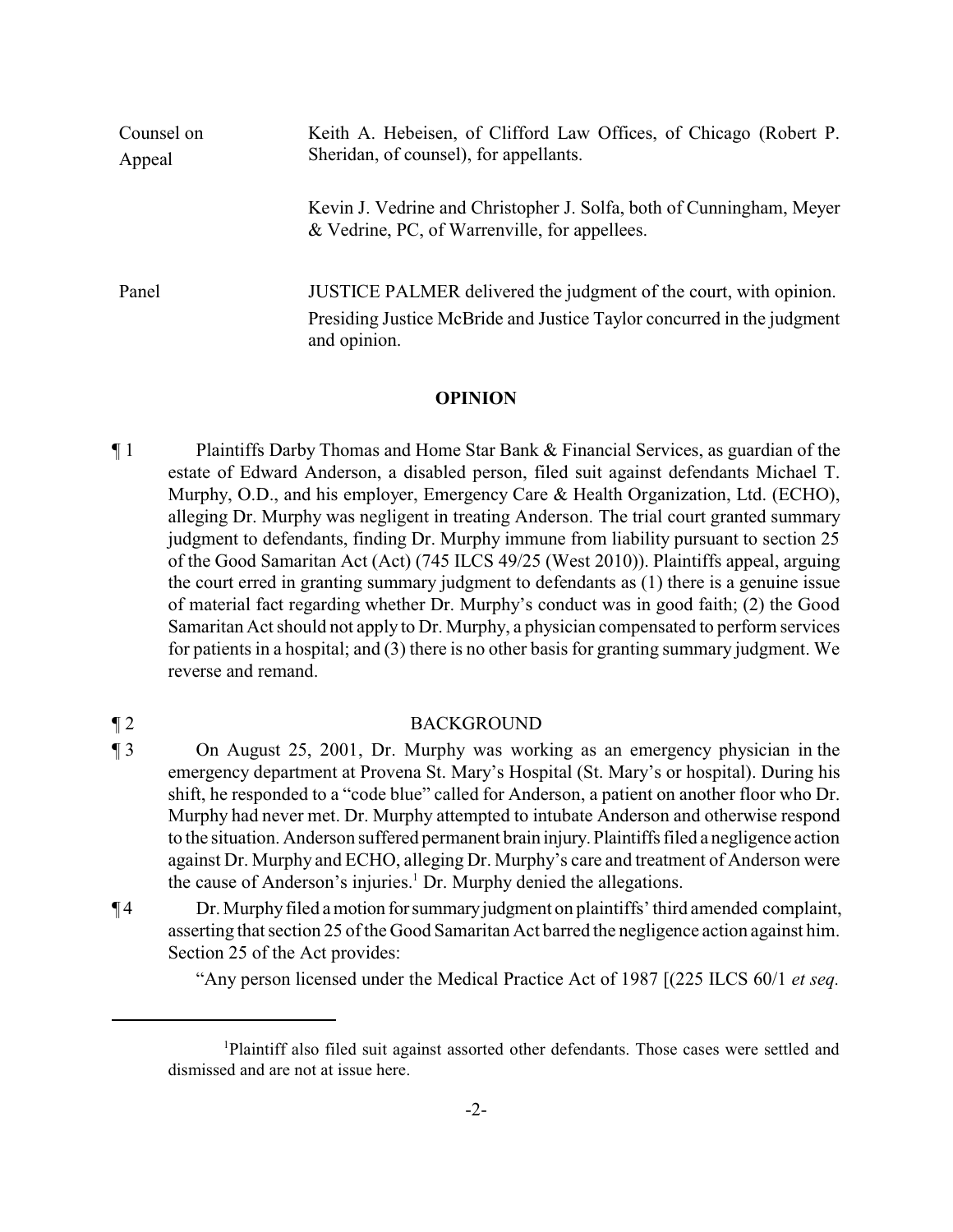Counsel on Appeal

Keith A. Hebeisen, of Clifford Law Offices, of Chicago (Robert P. Sheridan, of counsel), for appellants.

Kevin J. Vedrine and Christopher J. Solfa, both of Cunningham, Meyer & Vedrine, PC, of Warrenville, for appellees.

Panel

JUSTICE PALMER delivered the judgment of the court, with opinion.

Presiding Justice McBride and Justice Taylor concurred in the judgment and opinion.

## OPINION

¶ 1 Plaintiffs Darby Thomas and Home Star Bank & Financial Services, as guardian of the estate of Edward Anderson, a disabled person, filed suit against defendants Michael T. Murphy, O.D., and his employer, Emergency Care & Health Organization, Ltd. (ECHO), alleging Dr. Murphy was negligent in treating Anderson. The trial court granted summary judgment to defendants, finding Dr. Murphy immune from liability pursuant to section 25 of the Good Samaritan Act (Act) (745 ILCS 49/25 (West 2010)). Plaintiffs appeal, arguing the court erred in granting summary judgment to defendants as (1) there is a genuine issue of material fact regarding whether Dr. Murphy's conduct was in good faith; (2) the Good Samaritan Act should not apply to Dr. Murphy, a physician compensated to perform services for patients in a hospital; and (3) there is no other basis for granting summary judgment. We reverse and remand.

¶ 2 BACKGROUND

¶ 3 On August 25, 2001, Dr. Murphy was working as an emergency physician in the emergency department at Provena St. Mary's Hospital (St. Mary's or hospital). During his shift, he responded to a "code blue" called for Anderson, a patient on another floor who Dr. Murphy had never met. Dr. Murphy attempted to intubate Anderson and otherwise respond to the situation. Anderson suffered permanent brain injury. Plaintiffs filed a negligence action against Dr. Murphy and ECHO, alleging Dr. Murphy's care and treatment of Anderson were the cause of Anderson's injuries.[1] Dr. Murphy denied the allegations.

¶ 4 Dr. Murphy filed a motion for summary judgment on plaintiffs' third amended complaint, asserting that section 25 of the Good Samaritan Act barred the negligence action against him. Section 25 of the Act provides:

"Any person licensed under the Medical Practice Act of 1987 [(225 ILCS 60/1 *et seq.*

[1] Plaintiff also filed suit against assorted other defendants. Those cases were settled and dismissed and are not at issue here.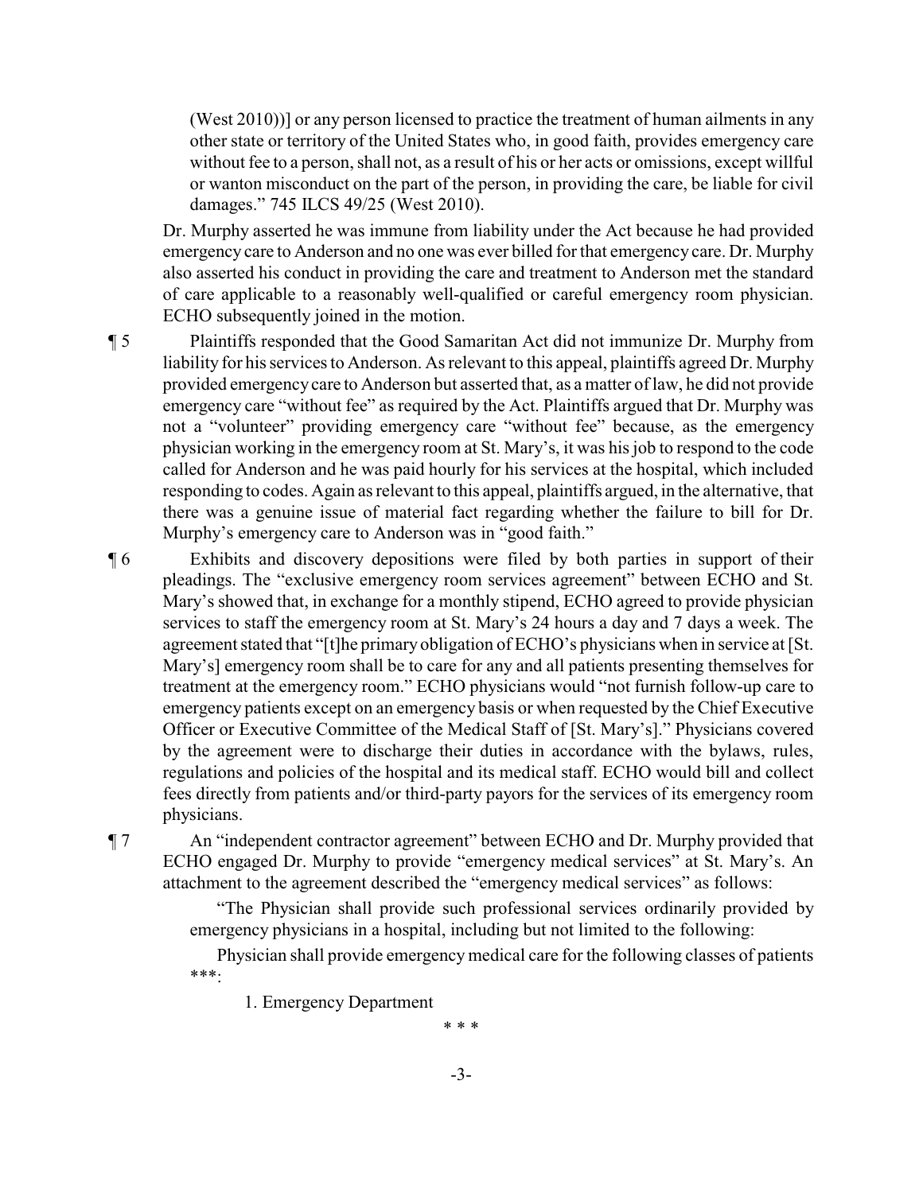(West 2010))] or any person licensed to practice the treatment of human ailments in any other state or territory of the United States who, in good faith, provides emergency care without fee to a person, shall not, as a result of his or her acts or omissions, except willful or wanton misconduct on the part of the person, in providing the care, be liable for civil damages." 745 ILCS 49/25 (West 2010).

Dr. Murphy asserted he was immune from liability under the Act because he had provided emergency care to Anderson and no one was ever billed for that emergency care. Dr. Murphy also asserted his conduct in providing the care and treatment to Anderson met the standard of care applicable to a reasonably well-qualified or careful emergency room physician. ECHO subsequently joined in the motion.

¶ 5 Plaintiffs responded that the Good Samaritan Act did not immunize Dr. Murphy from liability for his services to Anderson. As relevant to this appeal, plaintiffs agreed Dr. Murphy provided emergency care to Anderson but asserted that, as a matter of law, he did not provide emergency care "without fee" as required by the Act. Plaintiffs argued that Dr. Murphy was not a "volunteer" providing emergency care "without fee" because, as the emergency physician working in the emergency room at St. Mary's, it was his job to respond to the code called for Anderson and he was paid hourly for his services at the hospital, which included responding to codes. Again as relevant to this appeal, plaintiffs argued, in the alternative, that there was a genuine issue of material fact regarding whether the failure to bill for Dr. Murphy's emergency care to Anderson was in "good faith."

¶ 6 Exhibits and discovery depositions were filed by both parties in support of their pleadings. The "exclusive emergency room services agreement" between ECHO and St. Mary's showed that, in exchange for a monthly stipend, ECHO agreed to provide physician services to staff the emergency room at St. Mary's 24 hours a day and 7 days a week. The agreement stated that "[t]he primary obligation of ECHO's physicians when in service at [St. Mary's] emergency room shall be to care for any and all patients presenting themselves for treatment at the emergency room." ECHO physicians would "not furnish follow-up care to emergency patients except on an emergency basis or when requested by the Chief Executive Officer or Executive Committee of the Medical Staff of [St. Mary's]." Physicians covered by the agreement were to discharge their duties in accordance with the bylaws, rules, regulations and policies of the hospital and its medical staff. ECHO would bill and collect fees directly from patients and/or third-party payors for the services of its emergency room physicians.

¶ 7 An "independent contractor agreement" between ECHO and Dr. Murphy provided that ECHO engaged Dr. Murphy to provide "emergency medical services" at St. Mary's. An attachment to the agreement described the "emergency medical services" as follows:

"The Physician shall provide such professional services ordinarily provided by emergency physicians in a hospital, including but not limited to the following:

Physician shall provide emergency medical care for the following classes of patients ***:

1. Emergency Department

* * *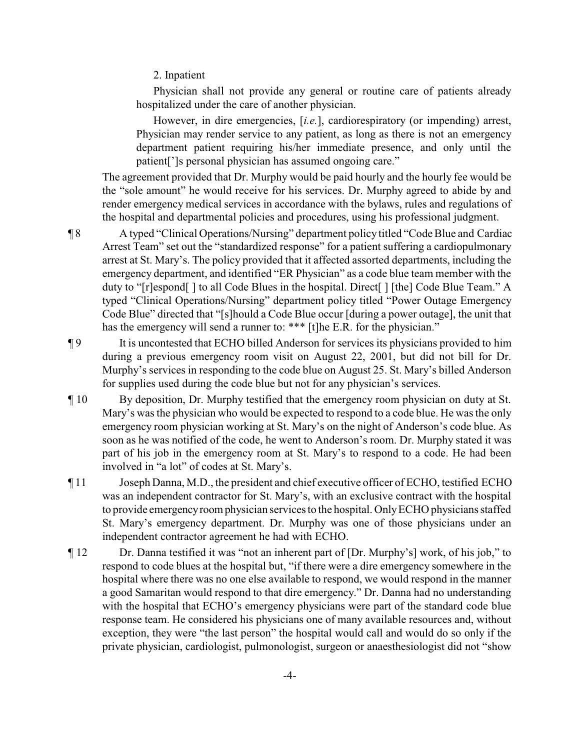2. Inpatient

Physician shall not provide any general or routine care of patients already hospitalized under the care of another physician.

However, in dire emergencies, [*i.e.*], cardiorespiratory (or impending) arrest, Physician may render service to any patient, as long as there is not an emergency department patient requiring his/her immediate presence, and only until the patient[']s personal physician has assumed ongoing care."

The agreement provided that Dr. Murphy would be paid hourly and the hourly fee would be the "sole amount" he would receive for his services. Dr. Murphy agreed to abide by and render emergency medical services in accordance with the bylaws, rules and regulations of the hospital and departmental policies and procedures, using his professional judgment.

¶ 8 A typed "Clinical Operations/Nursing" department policy titled "Code Blue and Cardiac Arrest Team" set out the "standardized response" for a patient suffering a cardiopulmonary arrest at St. Mary's. The policy provided that it affected assorted departments, including the emergency department, and identified "ER Physician" as a code blue team member with the duty to "[r]espond[ ] to all Code Blues in the hospital. Direct[ ] [the] Code Blue Team." A typed "Clinical Operations/Nursing" department policy titled "Power Outage Emergency Code Blue" directed that "[s]hould a Code Blue occur [during a power outage], the unit that has the emergency will send a runner to: *** [t]he E.R. for the physician."

¶ 9 It is uncontested that ECHO billed Anderson for services its physicians provided to him during a previous emergency room visit on August 22, 2001, but did not bill for Dr. Murphy's services in responding to the code blue on August 25. St. Mary's billed Anderson for supplies used during the code blue but not for any physician's services.

¶ 10 By deposition, Dr. Murphy testified that the emergency room physician on duty at St. Mary's was the physician who would be expected to respond to a code blue. He was the only emergency room physician working at St. Mary's on the night of Anderson's code blue. As soon as he was notified of the code, he went to Anderson's room. Dr. Murphy stated it was part of his job in the emergency room at St. Mary's to respond to a code. He had been involved in "a lot" of codes at St. Mary's.

¶ 11 Joseph Danna, M.D., the president and chief executive officer of ECHO, testified ECHO was an independent contractor for St. Mary's, with an exclusive contract with the hospital to provide emergency room physician services to the hospital. Only ECHO physicians staffed St. Mary's emergency department. Dr. Murphy was one of those physicians under an independent contractor agreement he had with ECHO.

¶ 12 Dr. Danna testified it was "not an inherent part of [Dr. Murphy's] work, of his job," to respond to code blues at the hospital but, "if there were a dire emergency somewhere in the hospital where there was no one else available to respond, we would respond in the manner a good Samaritan would respond to that dire emergency." Dr. Danna had no understanding with the hospital that ECHO's emergency physicians were part of the standard code blue response team. He considered his physicians one of many available resources and, without exception, they were "the last person" the hospital would call and would do so only if the private physician, cardiologist, pulmonologist, surgeon or anaesthesiologist did not "show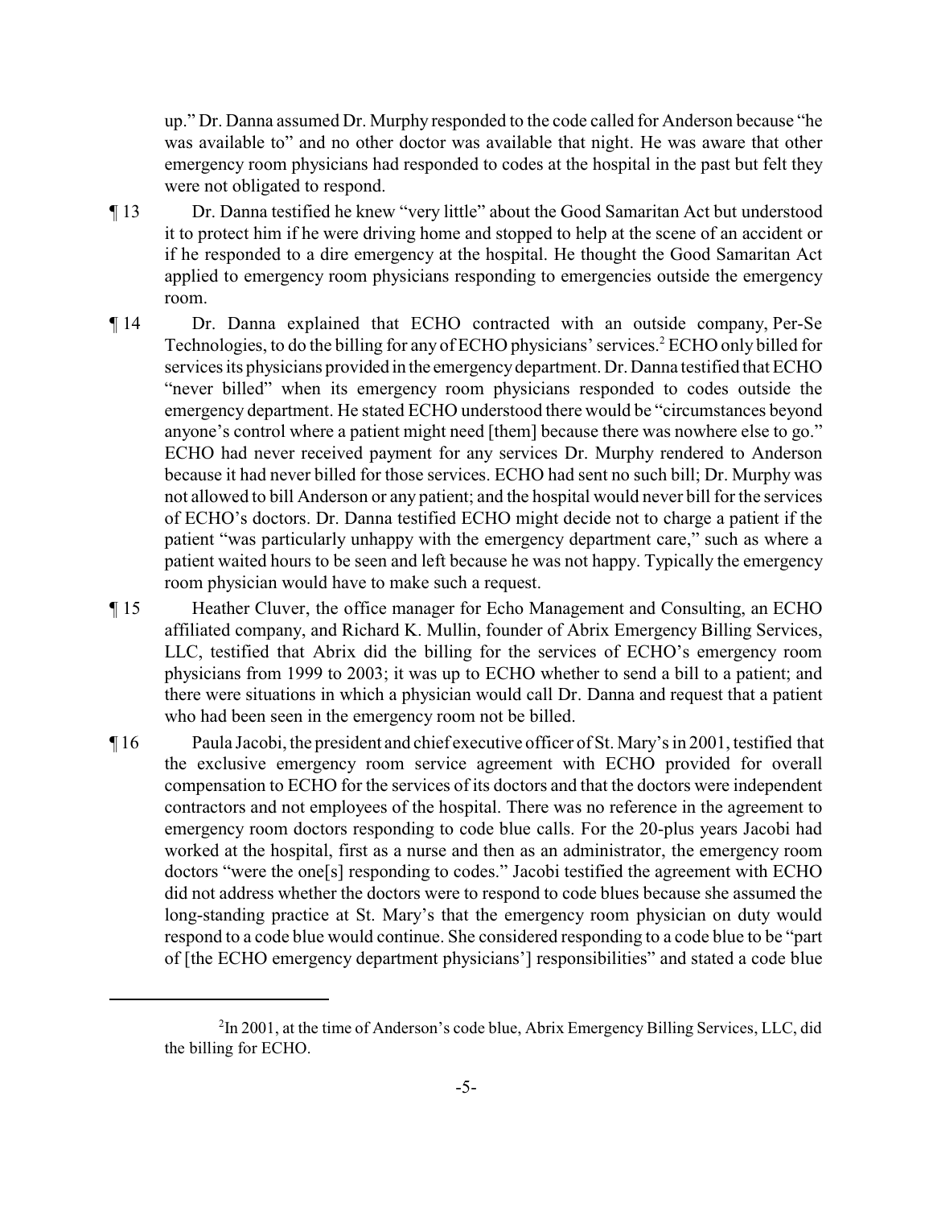up." Dr. Danna assumed Dr. Murphy responded to the code called for Anderson because "he was available to" and no other doctor was available that night. He was aware that other emergency room physicians had responded to codes at the hospital in the past but felt they were not obligated to respond.

¶ 13 Dr. Danna testified he knew "very little" about the Good Samaritan Act but understood it to protect him if he were driving home and stopped to help at the scene of an accident or if he responded to a dire emergency at the hospital. He thought the Good Samaritan Act applied to emergency room physicians responding to emergencies outside the emergency room.

¶ 14 Dr. Danna explained that ECHO contracted with an outside company, Per-Se Technologies, to do the billing for any of ECHO physicians' services.[2] ECHO only billed for services its physicians provided in the emergency department. Dr. Danna testified that ECHO "never billed" when its emergency room physicians responded to codes outside the emergency department. He stated ECHO understood there would be "circumstances beyond anyone's control where a patient might need [them] because there was nowhere else to go." ECHO had never received payment for any services Dr. Murphy rendered to Anderson because it had never billed for those services. ECHO had sent no such bill; Dr. Murphy was not allowed to bill Anderson or any patient; and the hospital would never bill for the services of ECHO's doctors. Dr. Danna testified ECHO might decide not to charge a patient if the patient "was particularly unhappy with the emergency department care," such as where a patient waited hours to be seen and left because he was not happy. Typically the emergency room physician would have to make such a request.

¶ 15 Heather Cluver, the office manager for Echo Management and Consulting, an ECHO affiliated company, and Richard K. Mullin, founder of Abrix Emergency Billing Services, LLC, testified that Abrix did the billing for the services of ECHO's emergency room physicians from 1999 to 2003; it was up to ECHO whether to send a bill to a patient; and there were situations in which a physician would call Dr. Danna and request that a patient who had been seen in the emergency room not be billed.

¶ 16 Paula Jacobi, the president and chief executive officer of St. Mary's in 2001, testified that the exclusive emergency room service agreement with ECHO provided for overall compensation to ECHO for the services of its doctors and that the doctors were independent contractors and not employees of the hospital. There was no reference in the agreement to emergency room doctors responding to code blue calls. For the 20-plus years Jacobi had worked at the hospital, first as a nurse and then as an administrator, the emergency room doctors "were the one[s] responding to codes." Jacobi testified the agreement with ECHO did not address whether the doctors were to respond to code blues because she assumed the long-standing practice at St. Mary's that the emergency room physician on duty would respond to a code blue would continue. She considered responding to a code blue to be "part of [the ECHO emergency department physicians'] responsibilities" and stated a code blue

[2] In 2001, at the time of Anderson's code blue, Abrix Emergency Billing Services, LLC, did the billing for ECHO.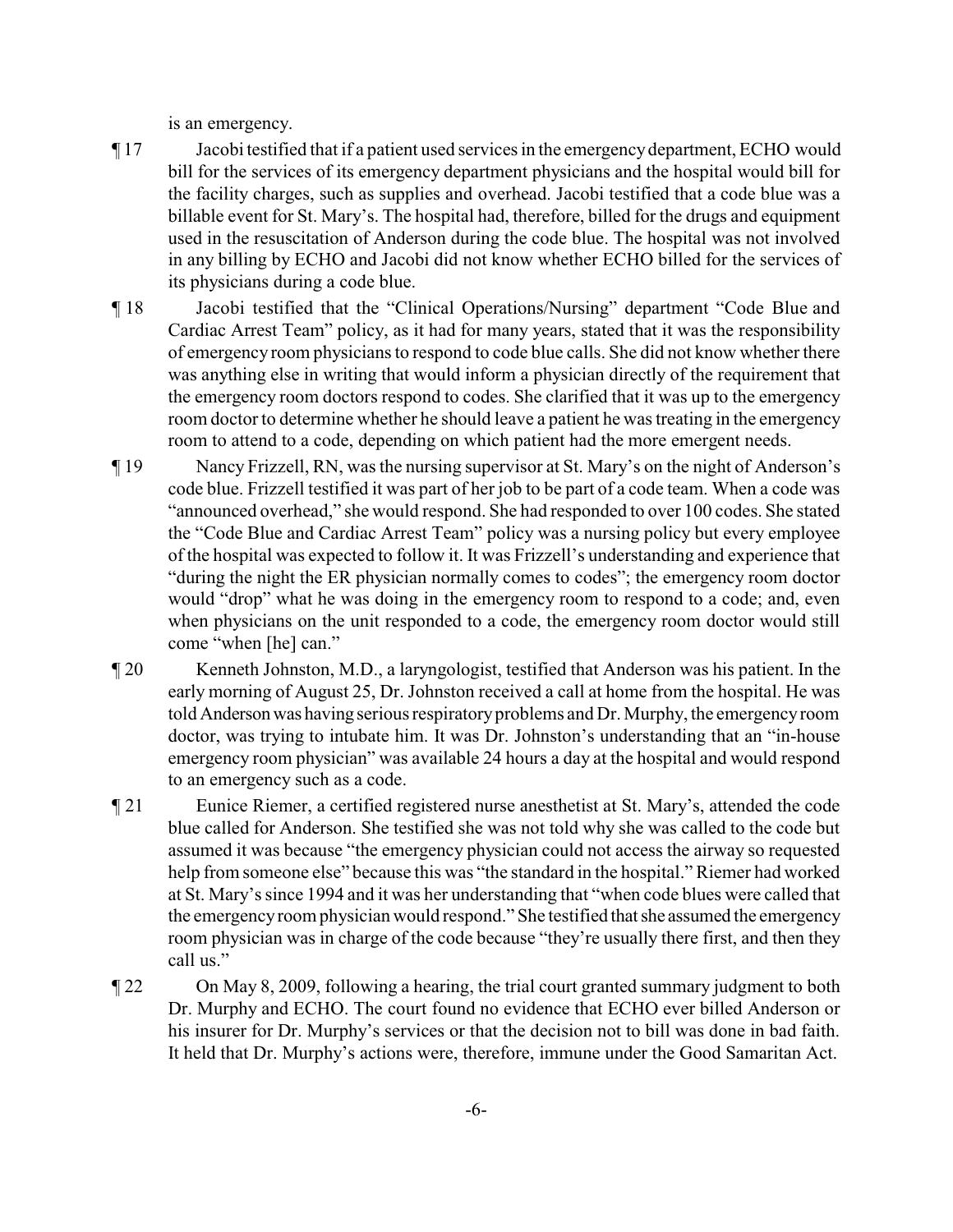is an emergency.

¶ 17 Jacobi testified that if a patient used services in the emergency department, ECHO would bill for the services of its emergency department physicians and the hospital would bill for the facility charges, such as supplies and overhead. Jacobi testified that a code blue was a billable event for St. Mary's. The hospital had, therefore, billed for the drugs and equipment used in the resuscitation of Anderson during the code blue. The hospital was not involved in any billing by ECHO and Jacobi did not know whether ECHO billed for the services of its physicians during a code blue.

¶ 18 Jacobi testified that the "Clinical Operations/Nursing" department "Code Blue and Cardiac Arrest Team" policy, as it had for many years, stated that it was the responsibility of emergency room physicians to respond to code blue calls. She did not know whether there was anything else in writing that would inform a physician directly of the requirement that the emergency room doctors respond to codes. She clarified that it was up to the emergency room doctor to determine whether he should leave a patient he was treating in the emergency room to attend to a code, depending on which patient had the more emergent needs.

¶ 19 Nancy Frizzell, RN, was the nursing supervisor at St. Mary's on the night of Anderson's code blue. Frizzell testified it was part of her job to be part of a code team. When a code was "announced overhead," she would respond. She had responded to over 100 codes. She stated the "Code Blue and Cardiac Arrest Team" policy was a nursing policy but every employee of the hospital was expected to follow it. It was Frizzell's understanding and experience that "during the night the ER physician normally comes to codes"; the emergency room doctor would "drop" what he was doing in the emergency room to respond to a code; and, even when physicians on the unit responded to a code, the emergency room doctor would still come "when [he] can."

¶ 20 Kenneth Johnston, M.D., a laryngologist, testified that Anderson was his patient. In the early morning of August 25, Dr. Johnston received a call at home from the hospital. He was told Anderson was having serious respiratory problems and Dr. Murphy, the emergency room doctor, was trying to intubate him. It was Dr. Johnston's understanding that an "in-house emergency room physician" was available 24 hours a day at the hospital and would respond to an emergency such as a code.

¶ 21 Eunice Riemer, a certified registered nurse anesthetist at St. Mary's, attended the code blue called for Anderson. She testified she was not told why she was called to the code but assumed it was because "the emergency physician could not access the airway so requested help from someone else" because this was "the standard in the hospital." Riemer had worked at St. Mary's since 1994 and it was her understanding that "when code blues were called that the emergency room physician would respond." She testified that she assumed the emergency room physician was in charge of the code because "they're usually there first, and then they call us."

¶ 22 On May 8, 2009, following a hearing, the trial court granted summary judgment to both Dr. Murphy and ECHO. The court found no evidence that ECHO ever billed Anderson or his insurer for Dr. Murphy's services or that the decision not to bill was done in bad faith. It held that Dr. Murphy's actions were, therefore, immune under the Good Samaritan Act.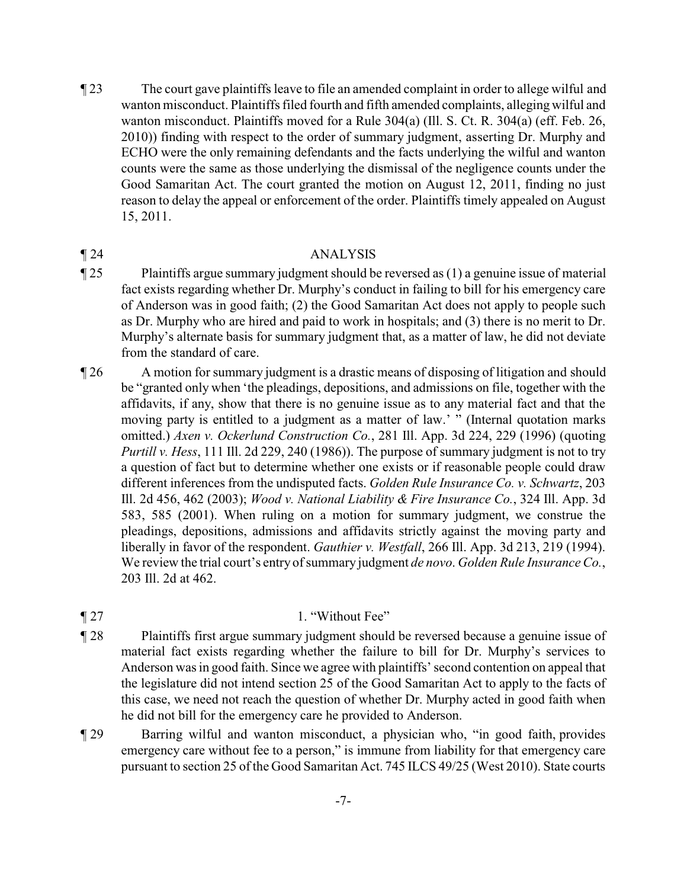¶ 23 The court gave plaintiffs leave to file an amended complaint in order to allege wilful and wanton misconduct. Plaintiffs filed fourth and fifth amended complaints, alleging wilful and wanton misconduct. Plaintiffs moved for a Rule 304(a) (Ill. S. Ct. R. 304(a) (eff. Feb. 26, 2010)) finding with respect to the order of summary judgment, asserting Dr. Murphy and ECHO were the only remaining defendants and the facts underlying the wilful and wanton counts were the same as those underlying the dismissal of the negligence counts under the Good Samaritan Act. The court granted the motion on August 12, 2011, finding no just reason to delay the appeal or enforcement of the order. Plaintiffs timely appealed on August 15, 2011.

¶ 24 ANALYSIS

¶ 25 Plaintiffs argue summary judgment should be reversed as (1) a genuine issue of material fact exists regarding whether Dr. Murphy's conduct in failing to bill for his emergency care of Anderson was in good faith; (2) the Good Samaritan Act does not apply to people such as Dr. Murphy who are hired and paid to work in hospitals; and (3) there is no merit to Dr. Murphy's alternate basis for summary judgment that, as a matter of law, he did not deviate from the standard of care.

¶ 26 A motion for summary judgment is a drastic means of disposing of litigation and should be "granted only when 'the pleadings, depositions, and admissions on file, together with the affidavits, if any, show that there is no genuine issue as to any material fact and that the moving party is entitled to a judgment as a matter of law.' " (Internal quotation marks omitted.) *Axen v. Ockerlund Construction Co.*, 281 Ill. App. 3d 224, 229 (1996) (quoting *Purtill v. Hess*, 111 Ill. 2d 229, 240 (1986)). The purpose of summary judgment is not to try a question of fact but to determine whether one exists or if reasonable people could draw different inferences from the undisputed facts. *Golden Rule Insurance Co. v. Schwartz*, 203 Ill. 2d 456, 462 (2003); *Wood v. National Liability & Fire Insurance Co.*, 324 Ill. App. 3d 583, 585 (2001). When ruling on a motion for summary judgment, we construe the pleadings, depositions, admissions and affidavits strictly against the moving party and liberally in favor of the respondent. *Gauthier v. Westfall*, 266 Ill. App. 3d 213, 219 (1994). We review the trial court's entry of summary judgment *de novo*. *Golden Rule Insurance Co.*, 203 Ill. 2d at 462.

¶ 27 1. "Without Fee"

¶ 28 Plaintiffs first argue summary judgment should be reversed because a genuine issue of material fact exists regarding whether the failure to bill for Dr. Murphy's services to Anderson was in good faith. Since we agree with plaintiffs' second contention on appeal that the legislature did not intend section 25 of the Good Samaritan Act to apply to the facts of this case, we need not reach the question of whether Dr. Murphy acted in good faith when he did not bill for the emergency care he provided to Anderson.

¶ 29 Barring wilful and wanton misconduct, a physician who, "in good faith, provides emergency care without fee to a person," is immune from liability for that emergency care pursuant to section 25 of the Good Samaritan Act. 745 ILCS 49/25 (West 2010). State courts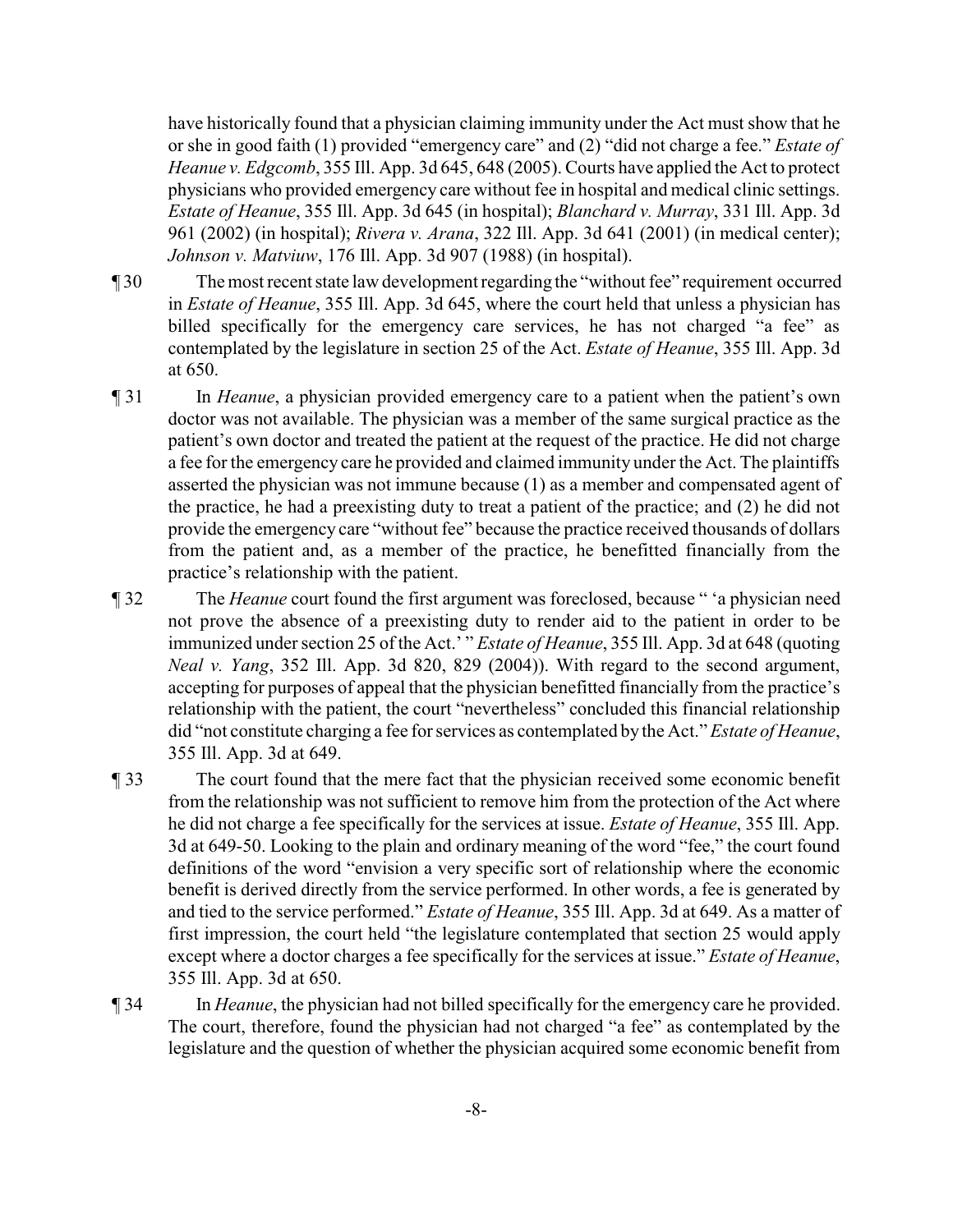have historically found that a physician claiming immunity under the Act must show that he or she in good faith (1) provided "emergency care" and (2) "did not charge a fee." *Estate of Heanue v. Edgcomb*, 355 Ill. App. 3d 645, 648 (2005). Courts have applied the Act to protect physicians who provided emergency care without fee in hospital and medical clinic settings. *Estate of Heanue*, 355 Ill. App. 3d 645 (in hospital); *Blanchard v. Murray*, 331 Ill. App. 3d 961 (2002) (in hospital); *Rivera v. Arana*, 322 Ill. App. 3d 641 (2001) (in medical center); *Johnson v. Matviuw*, 176 Ill. App. 3d 907 (1988) (in hospital).

¶ 30 The most recent state law development regarding the "without fee" requirement occurred in *Estate of Heanue*, 355 Ill. App. 3d 645, where the court held that unless a physician has billed specifically for the emergency care services, he has not charged "a fee" as contemplated by the legislature in section 25 of the Act. *Estate of Heanue*, 355 Ill. App. 3d at 650.

¶ 31 In *Heanue*, a physician provided emergency care to a patient when the patient's own doctor was not available. The physician was a member of the same surgical practice as the patient's own doctor and treated the patient at the request of the practice. He did not charge a fee for the emergency care he provided and claimed immunity under the Act. The plaintiffs asserted the physician was not immune because (1) as a member and compensated agent of the practice, he had a preexisting duty to treat a patient of the practice; and (2) he did not provide the emergency care "without fee" because the practice received thousands of dollars from the patient and, as a member of the practice, he benefitted financially from the practice's relationship with the patient.

¶ 32 The *Heanue* court found the first argument was foreclosed, because " 'a physician need not prove the absence of a preexisting duty to render aid to the patient in order to be immunized under section 25 of the Act.' " *Estate of Heanue*, 355 Ill. App. 3d at 648 (quoting *Neal v. Yang*, 352 Ill. App. 3d 820, 829 (2004)). With regard to the second argument, accepting for purposes of appeal that the physician benefitted financially from the practice's relationship with the patient, the court "nevertheless" concluded this financial relationship did "not constitute charging a fee for services as contemplated by the Act." *Estate of Heanue*, 355 Ill. App. 3d at 649.

¶ 33 The court found that the mere fact that the physician received some economic benefit from the relationship was not sufficient to remove him from the protection of the Act where he did not charge a fee specifically for the services at issue. *Estate of Heanue*, 355 Ill. App. 3d at 649-50. Looking to the plain and ordinary meaning of the word "fee," the court found definitions of the word "envision a very specific sort of relationship where the economic benefit is derived directly from the service performed. In other words, a fee is generated by and tied to the service performed." *Estate of Heanue*, 355 Ill. App. 3d at 649. As a matter of first impression, the court held "the legislature contemplated that section 25 would apply except where a doctor charges a fee specifically for the services at issue." *Estate of Heanue*, 355 Ill. App. 3d at 650.

¶ 34 In *Heanue*, the physician had not billed specifically for the emergency care he provided. The court, therefore, found the physician had not charged "a fee" as contemplated by the legislature and the question of whether the physician acquired some economic benefit from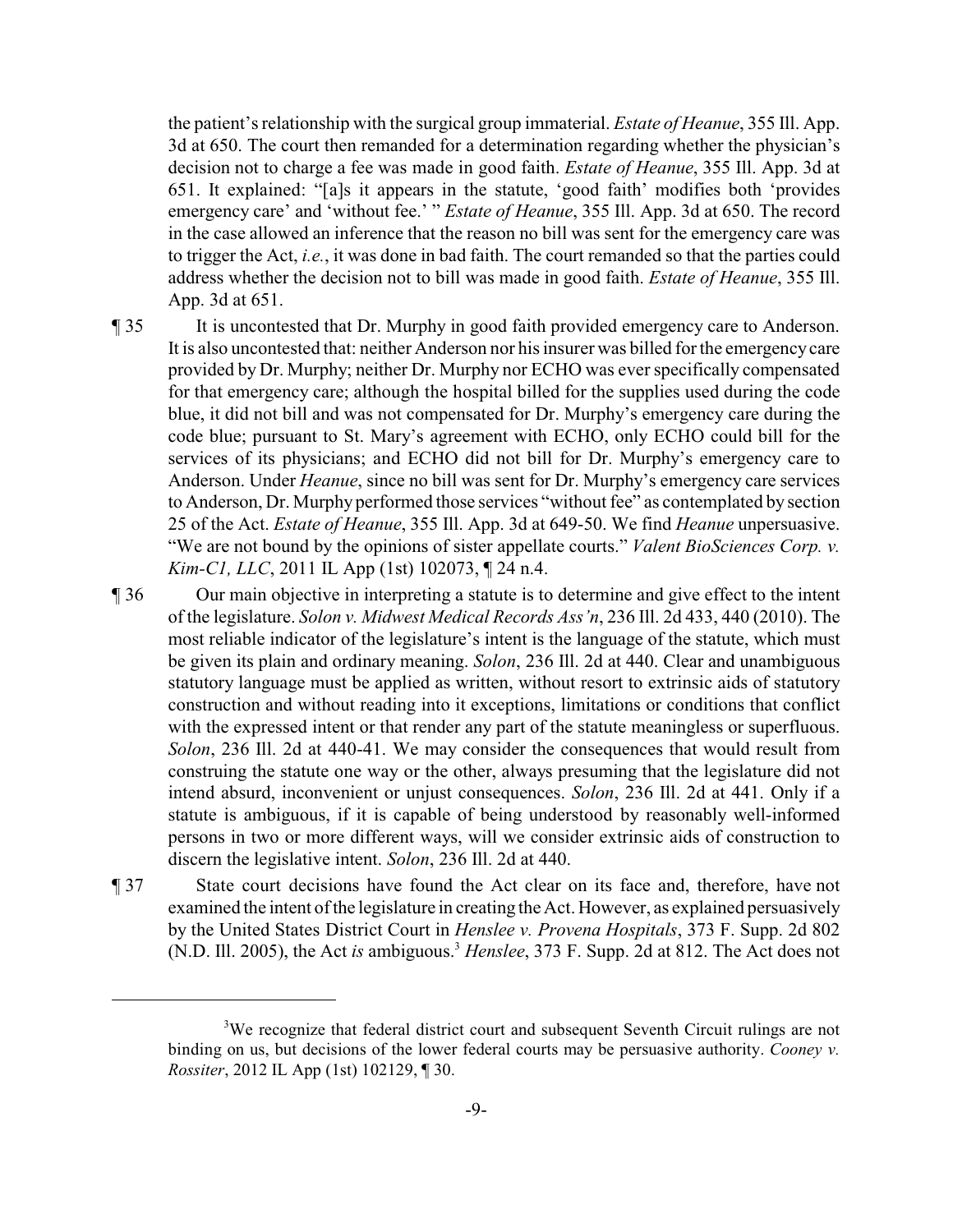the patient's relationship with the surgical group immaterial. *Estate of Heanue*, 355 Ill. App. 3d at 650. The court then remanded for a determination regarding whether the physician's decision not to charge a fee was made in good faith. *Estate of Heanue*, 355 Ill. App. 3d at 651. It explained: "[a]s it appears in the statute, 'good faith' modifies both 'provides emergency care' and 'without fee.' " *Estate of Heanue*, 355 Ill. App. 3d at 650. The record in the case allowed an inference that the reason no bill was sent for the emergency care was to trigger the Act, *i.e.*, it was done in bad faith. The court remanded so that the parties could address whether the decision not to bill was made in good faith. *Estate of Heanue*, 355 Ill. App. 3d at 651.

¶ 35 It is uncontested that Dr. Murphy in good faith provided emergency care to Anderson. It is also uncontested that: neither Anderson nor his insurer was billed for the emergency care provided by Dr. Murphy; neither Dr. Murphy nor ECHO was ever specifically compensated for that emergency care; although the hospital billed for the supplies used during the code blue, it did not bill and was not compensated for Dr. Murphy's emergency care during the code blue; pursuant to St. Mary's agreement with ECHO, only ECHO could bill for the services of its physicians; and ECHO did not bill for Dr. Murphy's emergency care to Anderson. Under *Heanue*, since no bill was sent for Dr. Murphy's emergency care services to Anderson, Dr. Murphy performed those services "without fee" as contemplated by section 25 of the Act. *Estate of Heanue*, 355 Ill. App. 3d at 649-50. We find *Heanue* unpersuasive. "We are not bound by the opinions of sister appellate courts." *Valent BioSciences Corp. v. Kim-C1, LLC*, 2011 IL App (1st) 102073, ¶ 24 n.4.

¶ 36 Our main objective in interpreting a statute is to determine and give effect to the intent of the legislature. *Solon v. Midwest Medical Records Ass'n*, 236 Ill. 2d 433, 440 (2010). The most reliable indicator of the legislature's intent is the language of the statute, which must be given its plain and ordinary meaning. *Solon*, 236 Ill. 2d at 440. Clear and unambiguous statutory language must be applied as written, without resort to extrinsic aids of statutory construction and without reading into it exceptions, limitations or conditions that conflict with the expressed intent or that render any part of the statute meaningless or superfluous. *Solon*, 236 Ill. 2d at 440-41. We may consider the consequences that would result from construing the statute one way or the other, always presuming that the legislature did not intend absurd, inconvenient or unjust consequences. *Solon*, 236 Ill. 2d at 441. Only if a statute is ambiguous, if it is capable of being understood by reasonably well-informed persons in two or more different ways, will we consider extrinsic aids of construction to discern the legislative intent. *Solon*, 236 Ill. 2d at 440.

¶ 37 State court decisions have found the Act clear on its face and, therefore, have not examined the intent of the legislature in creating the Act. However, as explained persuasively by the United States District Court in *Henslee v. Provena Hospitals*, 373 F. Supp. 2d 802 (N.D. Ill. 2005), the Act *is* ambiguous.[3] *Henslee*, 373 F. Supp. 2d at 812. The Act does not

[3] We recognize that federal district court and subsequent Seventh Circuit rulings are not binding on us, but decisions of the lower federal courts may be persuasive authority. *Cooney v. Rossiter*, 2012 IL App (1st) 102129, ¶ 30.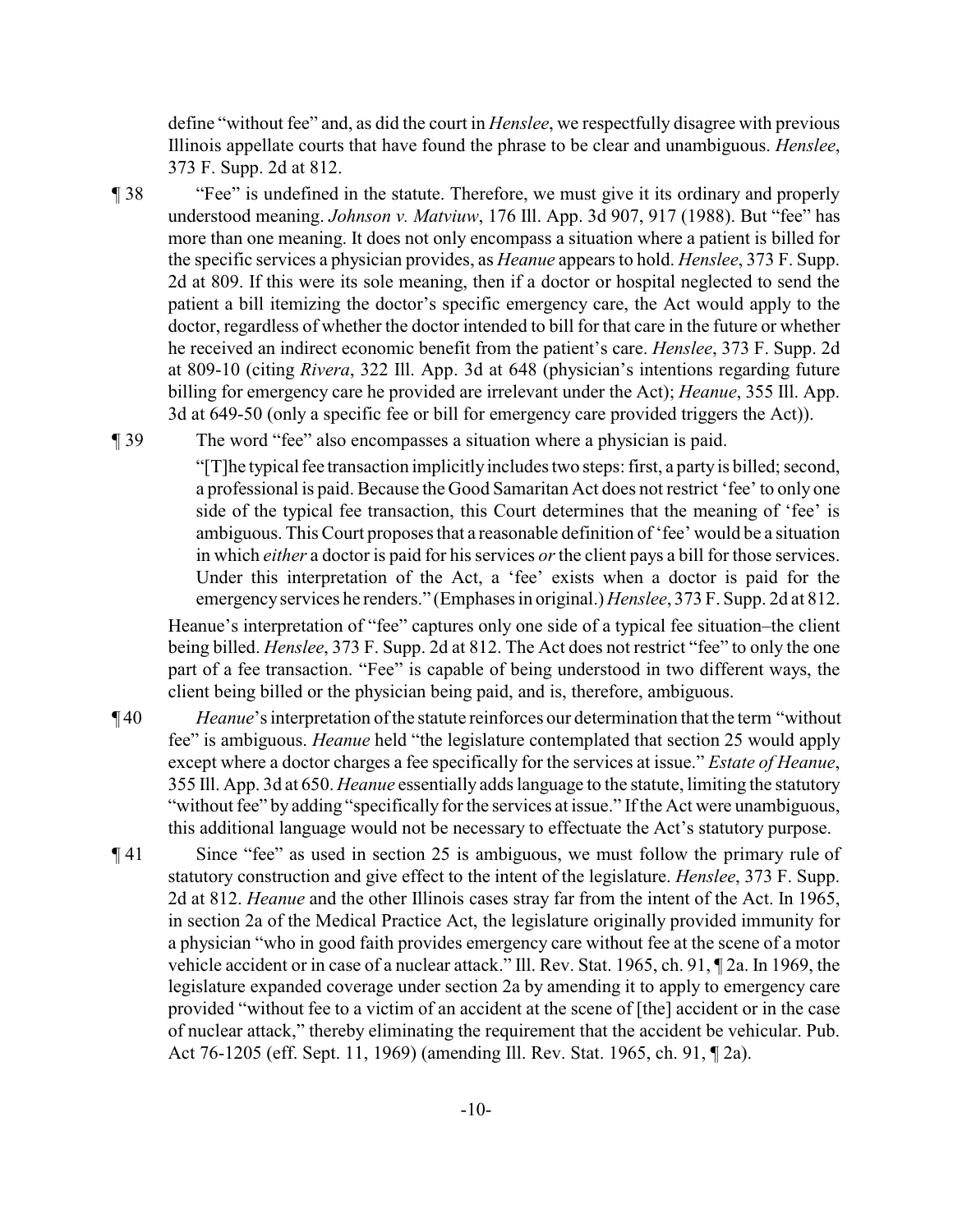define "without fee" and, as did the court in *Henslee*, we respectfully disagree with previous Illinois appellate courts that have found the phrase to be clear and unambiguous. *Henslee*, 373 F. Supp. 2d at 812.

¶ 38 "Fee" is undefined in the statute. Therefore, we must give it its ordinary and properly understood meaning. *Johnson v. Matviuw*, 176 Ill. App. 3d 907, 917 (1988). But "fee" has more than one meaning. It does not only encompass a situation where a patient is billed for the specific services a physician provides, as *Heanue* appears to hold. *Henslee*, 373 F. Supp. 2d at 809. If this were its sole meaning, then if a doctor or hospital neglected to send the patient a bill itemizing the doctor's specific emergency care, the Act would apply to the doctor, regardless of whether the doctor intended to bill for that care in the future or whether he received an indirect economic benefit from the patient's care. *Henslee*, 373 F. Supp. 2d at 809-10 (citing *Rivera*, 322 Ill. App. 3d at 648 (physician's intentions regarding future billing for emergency care he provided are irrelevant under the Act); *Heanue*, 355 Ill. App. 3d at 649-50 (only a specific fee or bill for emergency care provided triggers the Act)).

¶ 39 The word "fee" also encompasses a situation where a physician is paid.

> "[T]he typical fee transaction implicitly includes two steps: first, a party is billed; second, a professional is paid. Because the Good Samaritan Act does not restrict 'fee' to only one side of the typical fee transaction, this Court determines that the meaning of 'fee' is ambiguous. This Court proposes that a reasonable definition of 'fee' would be a situation in which *either* a doctor is paid for his services *or* the client pays a bill for those services. Under this interpretation of the Act, a 'fee' exists when a doctor is paid for the emergency services he renders." (Emphases in original.) *Henslee*, 373 F. Supp. 2d at 812.

Heanue's interpretation of "fee" captures only one side of a typical fee situation–the client being billed. *Henslee*, 373 F. Supp. 2d at 812. The Act does not restrict "fee" to only the one part of a fee transaction. "Fee" is capable of being understood in two different ways, the client being billed or the physician being paid, and is, therefore, ambiguous.

¶ 40 *Heanue*'s interpretation of the statute reinforces our determination that the term "without fee" is ambiguous. *Heanue* held "the legislature contemplated that section 25 would apply except where a doctor charges a fee specifically for the services at issue." *Estate of Heanue*, 355 Ill. App. 3d at 650. *Heanue* essentially adds language to the statute, limiting the statutory "without fee" by adding "specifically for the services at issue." If the Act were unambiguous, this additional language would not be necessary to effectuate the Act's statutory purpose.

¶ 41 Since "fee" as used in section 25 is ambiguous, we must follow the primary rule of statutory construction and give effect to the intent of the legislature. *Henslee*, 373 F. Supp. 2d at 812. *Heanue* and the other Illinois cases stray far from the intent of the Act. In 1965, in section 2a of the Medical Practice Act, the legislature originally provided immunity for a physician "who in good faith provides emergency care without fee at the scene of a motor vehicle accident or in case of a nuclear attack." Ill. Rev. Stat. 1965, ch. 91, ¶ 2a. In 1969, the legislature expanded coverage under section 2a by amending it to apply to emergency care provided "without fee to a victim of an accident at the scene of [the] accident or in the case of nuclear attack," thereby eliminating the requirement that the accident be vehicular. Pub. Act 76-1205 (eff. Sept. 11, 1969) (amending Ill. Rev. Stat. 1965, ch. 91, ¶ 2a).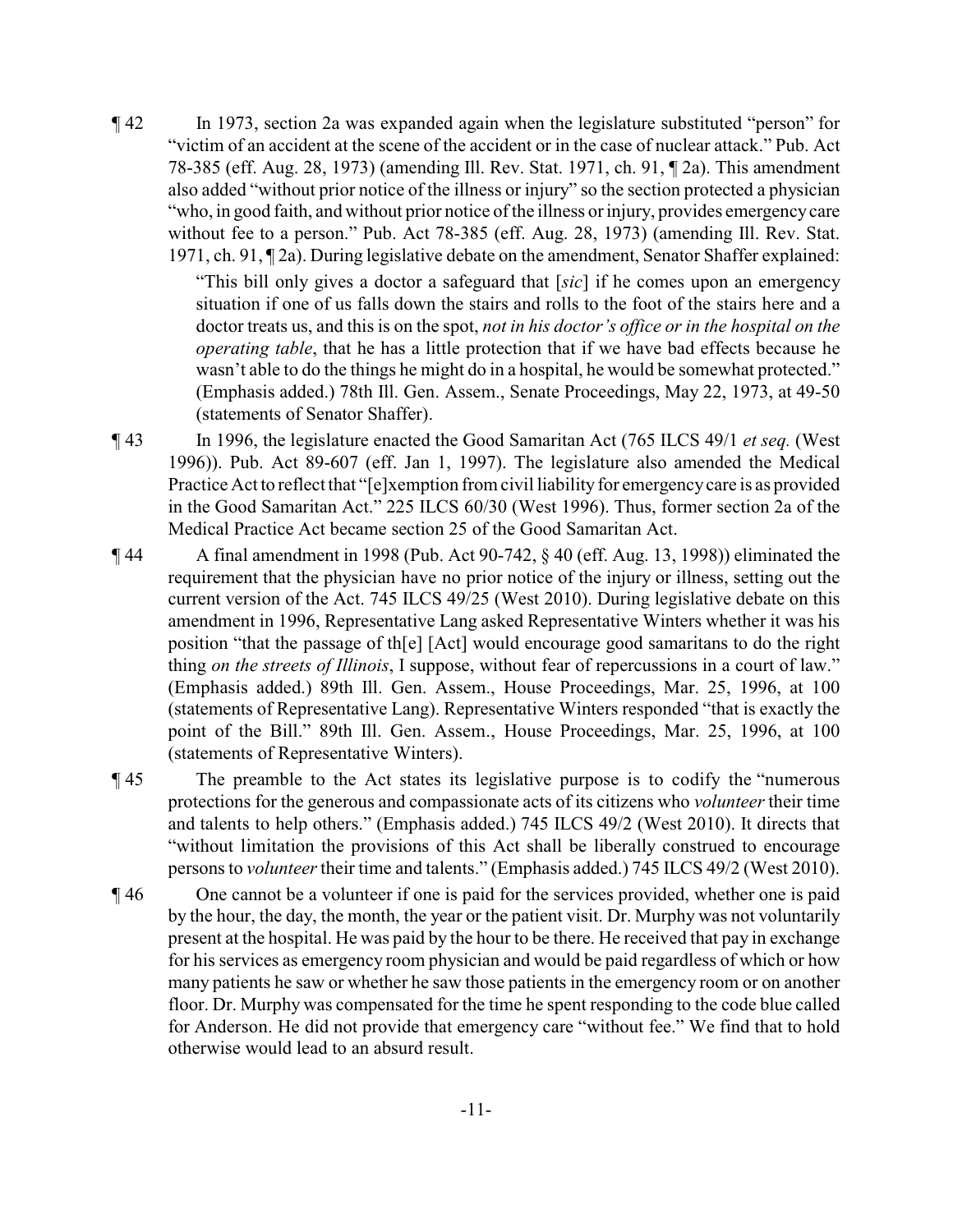¶ 42 In 1973, section 2a was expanded again when the legislature substituted "person" for "victim of an accident at the scene of the accident or in the case of nuclear attack." Pub. Act 78-385 (eff. Aug. 28, 1973) (amending Ill. Rev. Stat. 1971, ch. 91, ¶ 2a). This amendment also added "without prior notice of the illness or injury" so the section protected a physician "who, in good faith, and without prior notice of the illness or injury, provides emergency care without fee to a person." Pub. Act 78-385 (eff. Aug. 28, 1973) (amending Ill. Rev. Stat. 1971, ch. 91, ¶ 2a). During legislative debate on the amendment, Senator Shaffer explained:

> "This bill only gives a doctor a safeguard that [*sic*] if he comes upon an emergency situation if one of us falls down the stairs and rolls to the foot of the stairs here and a doctor treats us, and this is on the spot, *not in his doctor's office or in the hospital on the operating table*, that he has a little protection that if we have bad effects because he wasn't able to do the things he might do in a hospital, he would be somewhat protected." (Emphasis added.) 78th Ill. Gen. Assem., Senate Proceedings, May 22, 1973, at 49-50 (statements of Senator Shaffer).

¶ 43 In 1996, the legislature enacted the Good Samaritan Act (765 ILCS 49/1 *et seq.* (West 1996)). Pub. Act 89-607 (eff. Jan 1, 1997). The legislature also amended the Medical Practice Act to reflect that "[e]xemption from civil liability for emergency care is as provided in the Good Samaritan Act." 225 ILCS 60/30 (West 1996). Thus, former section 2a of the Medical Practice Act became section 25 of the Good Samaritan Act.

¶ 44 A final amendment in 1998 (Pub. Act 90-742, § 40 (eff. Aug. 13, 1998)) eliminated the requirement that the physician have no prior notice of the injury or illness, setting out the current version of the Act. 745 ILCS 49/25 (West 2010). During legislative debate on this amendment in 1996, Representative Lang asked Representative Winters whether it was his position "that the passage of th[e] [Act] would encourage good samaritans to do the right thing *on the streets of Illinois*, I suppose, without fear of repercussions in a court of law." (Emphasis added.) 89th Ill. Gen. Assem., House Proceedings, Mar. 25, 1996, at 100 (statements of Representative Lang). Representative Winters responded "that is exactly the point of the Bill." 89th Ill. Gen. Assem., House Proceedings, Mar. 25, 1996, at 100 (statements of Representative Winters).

¶ 45 The preamble to the Act states its legislative purpose is to codify the "numerous protections for the generous and compassionate acts of its citizens who *volunteer* their time and talents to help others." (Emphasis added.) 745 ILCS 49/2 (West 2010). It directs that "without limitation the provisions of this Act shall be liberally construed to encourage persons to *volunteer* their time and talents." (Emphasis added.) 745 ILCS 49/2 (West 2010).

¶ 46 One cannot be a volunteer if one is paid for the services provided, whether one is paid by the hour, the day, the month, the year or the patient visit. Dr. Murphy was not voluntarily present at the hospital. He was paid by the hour to be there. He received that pay in exchange for his services as emergency room physician and would be paid regardless of which or how many patients he saw or whether he saw those patients in the emergency room or on another floor. Dr. Murphy was compensated for the time he spent responding to the code blue called for Anderson. He did not provide that emergency care "without fee." We find that to hold otherwise would lead to an absurd result.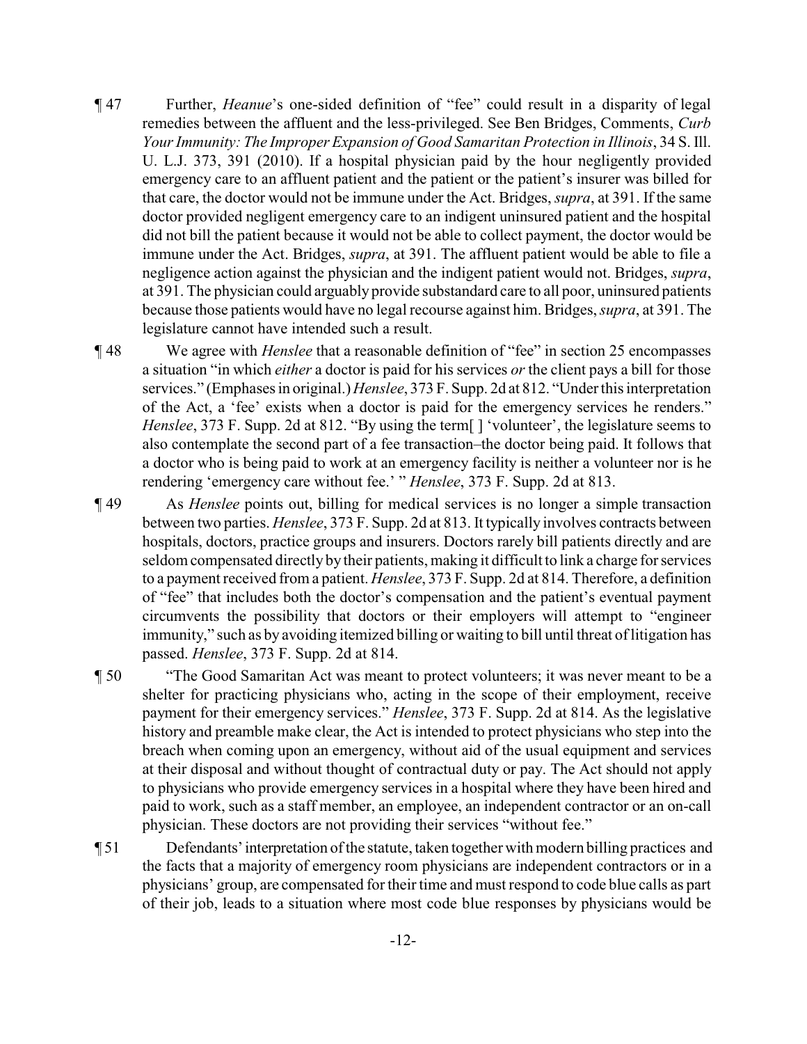¶ 47 Further, *Heanue*'s one-sided definition of "fee" could result in a disparity of legal remedies between the affluent and the less-privileged. See Ben Bridges, Comments, *Curb Your Immunity: The Improper Expansion of Good Samaritan Protection in Illinois*, 34 S. Ill. U. L.J. 373, 391 (2010). If a hospital physician paid by the hour negligently provided emergency care to an affluent patient and the patient or the patient's insurer was billed for that care, the doctor would not be immune under the Act. Bridges, *supra*, at 391. If the same doctor provided negligent emergency care to an indigent uninsured patient and the hospital did not bill the patient because it would not be able to collect payment, the doctor would be immune under the Act. Bridges, *supra*, at 391. The affluent patient would be able to file a negligence action against the physician and the indigent patient would not. Bridges, *supra*, at 391. The physician could arguably provide substandard care to all poor, uninsured patients because those patients would have no legal recourse against him. Bridges, *supra*, at 391. The legislature cannot have intended such a result.

¶ 48 We agree with *Henslee* that a reasonable definition of "fee" in section 25 encompasses a situation "in which *either* a doctor is paid for his services *or* the client pays a bill for those services." (Emphases in original.) *Henslee*, 373 F. Supp. 2d at 812. "Under this interpretation of the Act, a 'fee' exists when a doctor is paid for the emergency services he renders." *Henslee*, 373 F. Supp. 2d at 812. "By using the term[ ] 'volunteer', the legislature seems to also contemplate the second part of a fee transaction–the doctor being paid. It follows that a doctor who is being paid to work at an emergency facility is neither a volunteer nor is he rendering 'emergency care without fee.' " *Henslee*, 373 F. Supp. 2d at 813.

¶ 49 As *Henslee* points out, billing for medical services is no longer a simple transaction between two parties. *Henslee*, 373 F. Supp. 2d at 813. It typically involves contracts between hospitals, doctors, practice groups and insurers. Doctors rarely bill patients directly and are seldom compensated directly by their patients, making it difficult to link a charge for services to a payment received from a patient. *Henslee*, 373 F. Supp. 2d at 814. Therefore, a definition of "fee" that includes both the doctor's compensation and the patient's eventual payment circumvents the possibility that doctors or their employers will attempt to "engineer immunity," such as by avoiding itemized billing or waiting to bill until threat of litigation has passed. *Henslee*, 373 F. Supp. 2d at 814.

¶ 50 "The Good Samaritan Act was meant to protect volunteers; it was never meant to be a shelter for practicing physicians who, acting in the scope of their employment, receive payment for their emergency services." *Henslee*, 373 F. Supp. 2d at 814. As the legislative history and preamble make clear, the Act is intended to protect physicians who step into the breach when coming upon an emergency, without aid of the usual equipment and services at their disposal and without thought of contractual duty or pay. The Act should not apply to physicians who provide emergency services in a hospital where they have been hired and paid to work, such as a staff member, an employee, an independent contractor or an on-call physician. These doctors are not providing their services "without fee."

¶ 51 Defendants' interpretation of the statute, taken together with modern billing practices and the facts that a majority of emergency room physicians are independent contractors or in a physicians' group, are compensated for their time and must respond to code blue calls as part of their job, leads to a situation where most code blue responses by physicians would be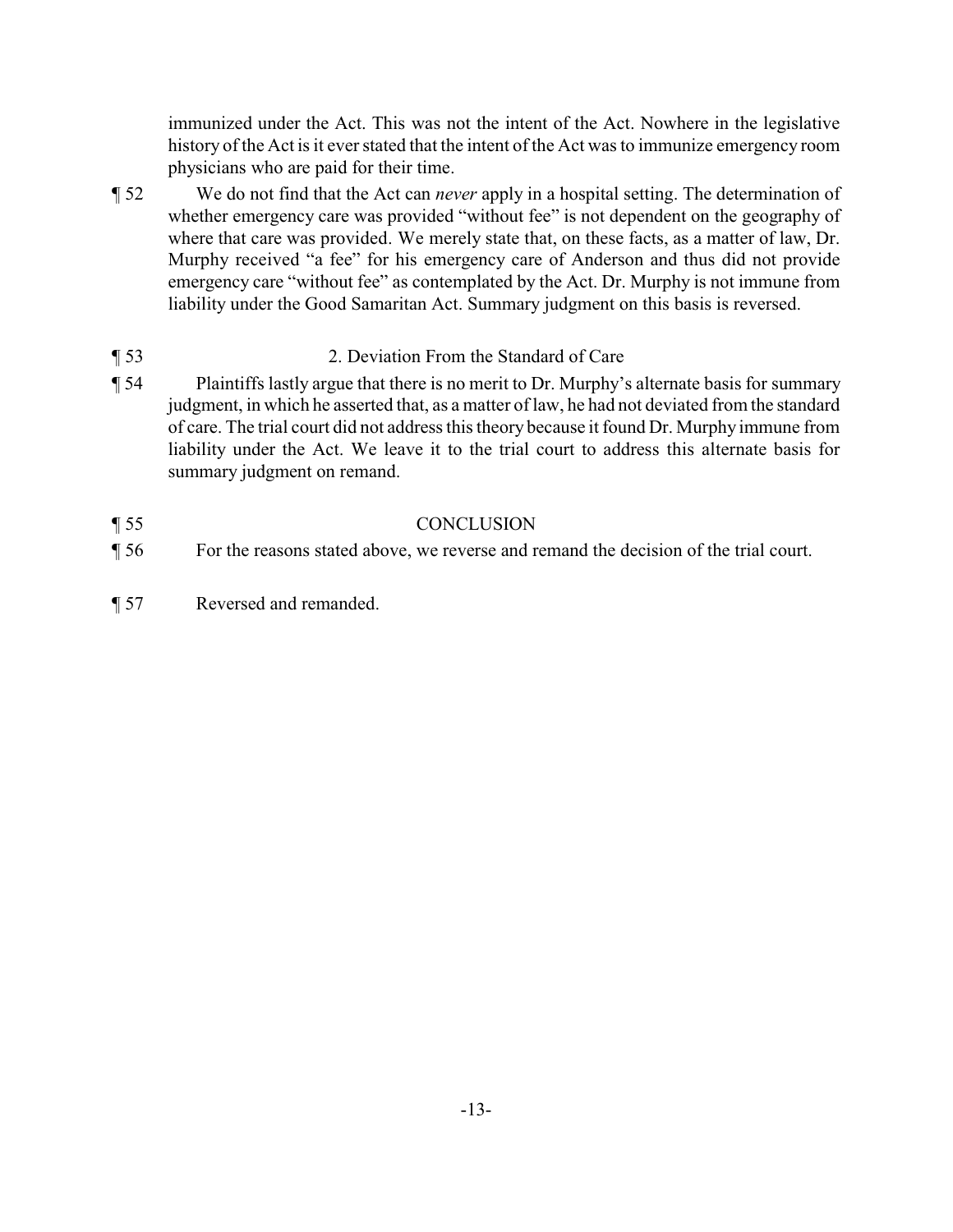immunized under the Act. This was not the intent of the Act. Nowhere in the legislative history of the Act is it ever stated that the intent of the Act was to immunize emergency room physicians who are paid for their time.

¶ 52 We do not find that the Act can *never* apply in a hospital setting. The determination of whether emergency care was provided "without fee" is not dependent on the geography of where that care was provided. We merely state that, on these facts, as a matter of law, Dr. Murphy received "a fee" for his emergency care of Anderson and thus did not provide emergency care "without fee" as contemplated by the Act. Dr. Murphy is not immune from liability under the Good Samaritan Act. Summary judgment on this basis is reversed.

¶ 53 2. Deviation From the Standard of Care

¶ 54 Plaintiffs lastly argue that there is no merit to Dr. Murphy's alternate basis for summary judgment, in which he asserted that, as a matter of law, he had not deviated from the standard of care. The trial court did not address this theory because it found Dr. Murphy immune from liability under the Act. We leave it to the trial court to address this alternate basis for summary judgment on remand.

¶ 55 CONCLUSION

¶ 56 For the reasons stated above, we reverse and remand the decision of the trial court.

¶ 57 Reversed and remanded.